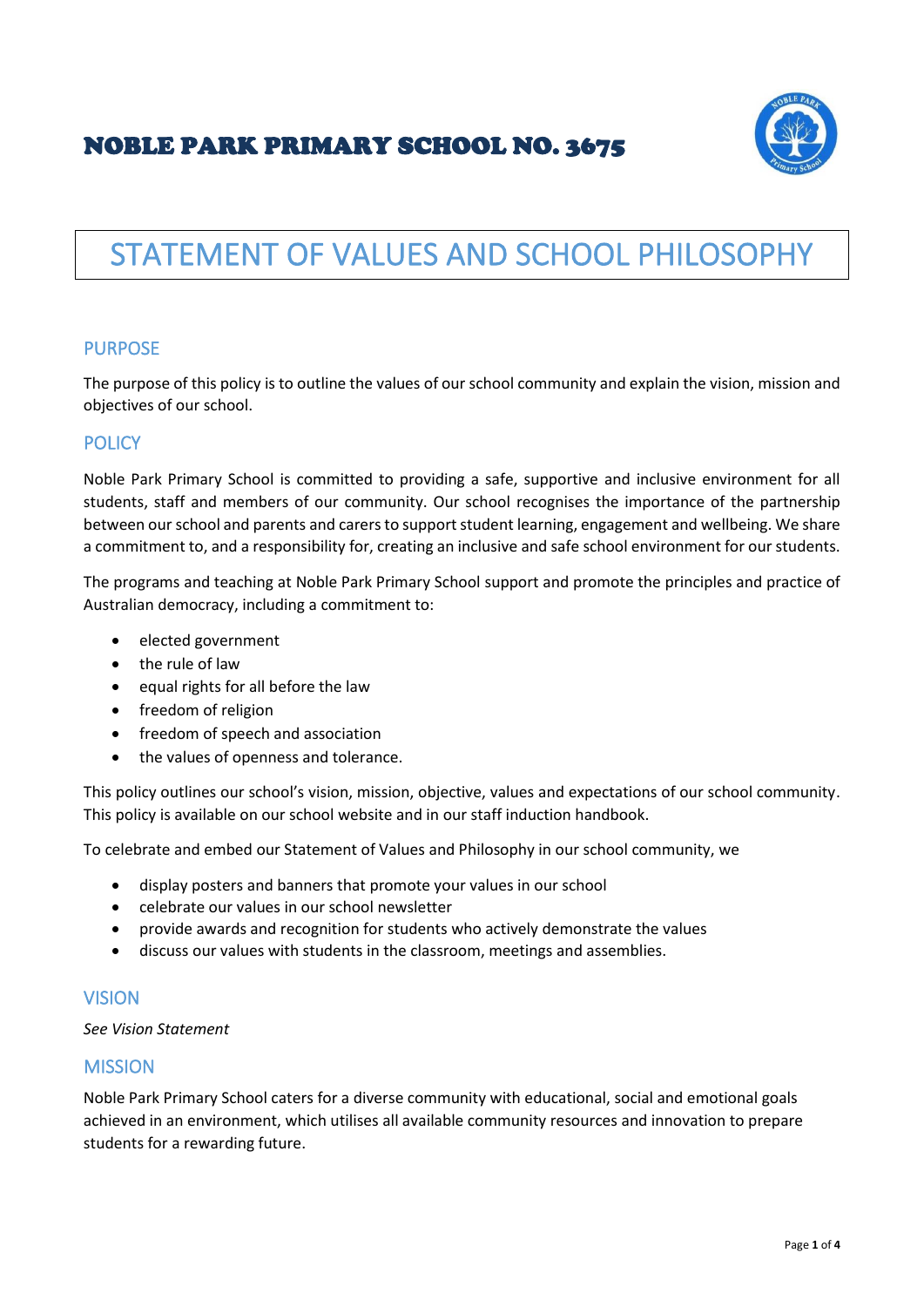# NOBLE PARK PRIMARY SCHOOL NO. 3675

# STATEMENT OF VALUES AND SCHOOL PHILOSOPHY

## PURPOSE

The purpose of this policy is to outline the values of our school community and explain the vision, mission and objectives of our school.

## POLICY

Noble Park Primary School is committed to providing a safe, supportive and inclusive environment for all students, staff and members of our community. Our school recognises the importance of the partnership between our school and parents and carers to support student learning, engagement and wellbeing. We share a commitment to, and a responsibility for, creating an inclusive and safe school environment for our students.

The programs and teaching at Noble Park Primary School support and promote the principles and practice of Australian democracy, including a commitment to:

- elected government
- the rule of law
- equal rights for all before the law
- freedom of religion
- freedom of speech and association
- the values of openness and tolerance.

This policy outlines our school's vision, mission, objective, values and expectations of our school community. This policy is available on our school website and in our staff induction handbook.

To celebrate and embed our Statement of Values and Philosophy in our school community, we

- display posters and banners that promote your values in our school
- celebrate our values in our school newsletter
- provide awards and recognition for students who actively demonstrate the values
- discuss our values with students in the classroom, meetings and assemblies.

## VISION

*See Vision Statement*

## MISSION

Noble Park Primary School caters for a diverse community with educational, social and emotional goals achieved in an environment, which utilises all available community resources and innovation to prepare students for a rewarding future.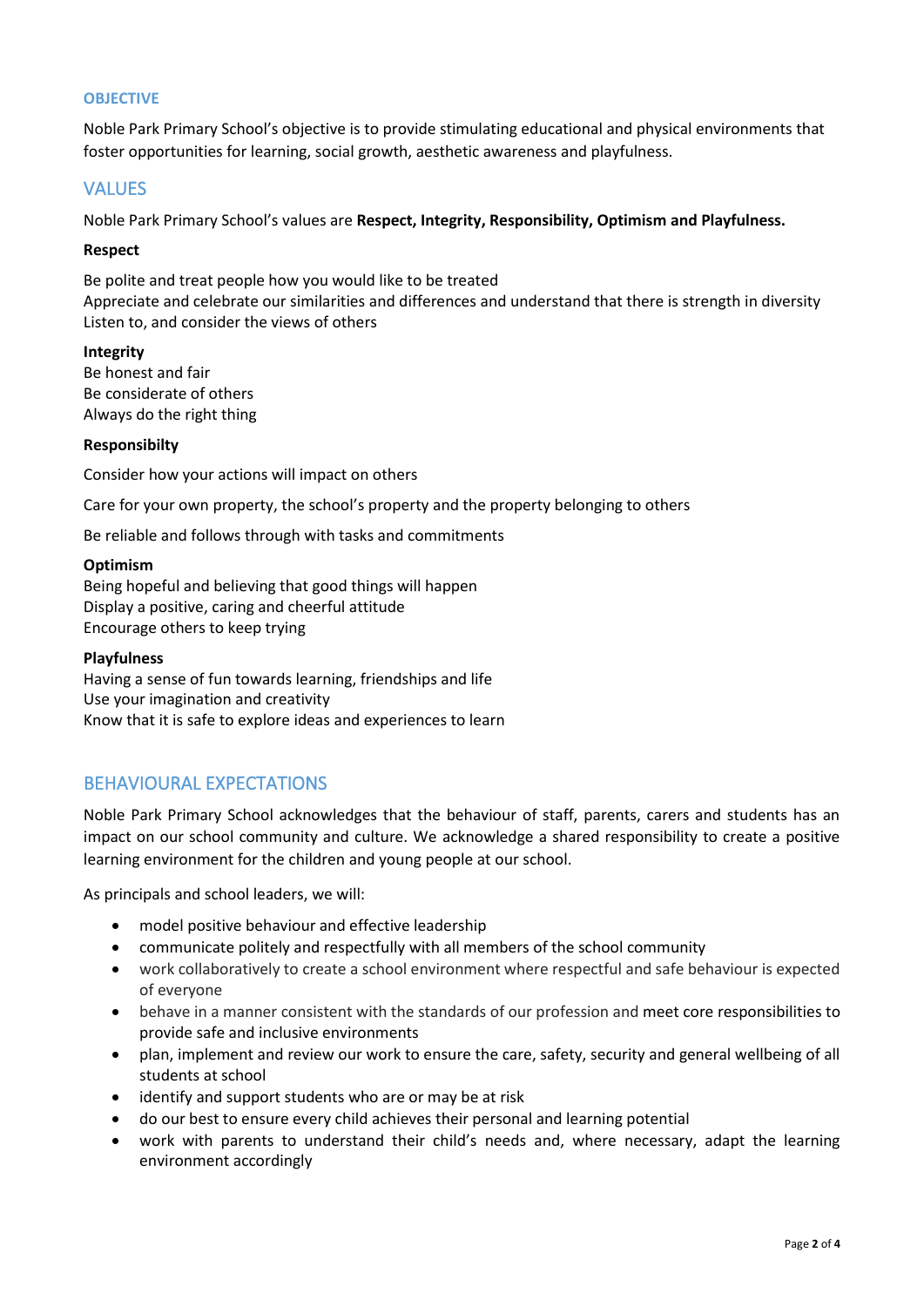## OBJECTIVE

Noble Park Primary School's objective is to provide stimulating educational and physical environments that foster opportunities for learning, social growth, aesthetic awareness and playfulness.

## VALUES

Noble Park Primary School's values are **Respect, Integrity, Responsibility, Optimism and Playfulness.**

**Respect**

Be polite and treat people how you would like to be treated
Appreciate and celebrate our similarities and differences and understand that there is strength in diversity
Listen to, and consider the views of others

**Integrity**
Be honest and fair
Be considerate of others
Always do the right thing

**Responsibilty**

Consider how your actions will impact on others

Care for your own property, the school's property and the property belonging to others

Be reliable and follows through with tasks and commitments

**Optimism**
Being hopeful and believing that good things will happen
Display a positive, caring and cheerful attitude
Encourage others to keep trying

**Playfulness**
Having a sense of fun towards learning, friendships and life
Use your imagination and creativity
Know that it is safe to explore ideas and experiences to learn

## BEHAVIOURAL EXPECTATIONS

Noble Park Primary School acknowledges that the behaviour of staff, parents, carers and students has an impact on our school community and culture. We acknowledge a shared responsibility to create a positive learning environment for the children and young people at our school.

As principals and school leaders, we will:

- model positive behaviour and effective leadership
- communicate politely and respectfully with all members of the school community
- work collaboratively to create a school environment where respectful and safe behaviour is expected of everyone
- behave in a manner consistent with the standards of our profession and meet core responsibilities to provide safe and inclusive environments
- plan, implement and review our work to ensure the care, safety, security and general wellbeing of all students at school
- identify and support students who are or may be at risk
- do our best to ensure every child achieves their personal and learning potential
- work with parents to understand their child's needs and, where necessary, adapt the learning environment accordingly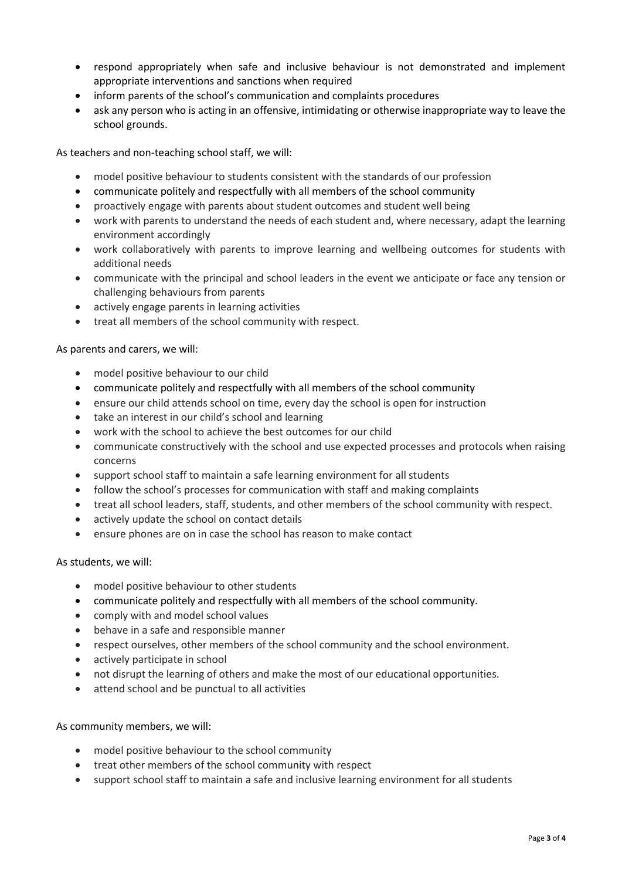- respond appropriately when safe and inclusive behaviour is not demonstrated and implement appropriate interventions and sanctions when required
- inform parents of the school's communication and complaints procedures
- ask any person who is acting in an offensive, intimidating or otherwise inappropriate way to leave the school grounds.

As teachers and non-teaching school staff, we will:

- model positive behaviour to students consistent with the standards of our profession
- communicate politely and respectfully with all members of the school community
- proactively engage with parents about student outcomes and student well being
- work with parents to understand the needs of each student and, where necessary, adapt the learning environment accordingly
- work collaboratively with parents to improve learning and wellbeing outcomes for students with additional needs
- communicate with the principal and school leaders in the event we anticipate or face any tension or challenging behaviours from parents
- actively engage parents in learning activities
- treat all members of the school community with respect.

As parents and carers, we will:

- model positive behaviour to our child
- communicate politely and respectfully with all members of the school community
- ensure our child attends school on time, every day the school is open for instruction
- take an interest in our child's school and learning
- work with the school to achieve the best outcomes for our child
- communicate constructively with the school and use expected processes and protocols when raising concerns
- support school staff to maintain a safe learning environment for all students
- follow the school's processes for communication with staff and making complaints
- treat all school leaders, staff, students, and other members of the school community with respect.
- actively update the school on contact details
- ensure phones are on in case the school has reason to make contact

As students, we will:

- model positive behaviour to other students
- communicate politely and respectfully with all members of the school community.
- comply with and model school values
- behave in a safe and responsible manner
- respect ourselves, other members of the school community and the school environment.
- actively participate in school
- not disrupt the learning of others and make the most of our educational opportunities.
- attend school and be punctual to all activities

As community members, we will:

- model positive behaviour to the school community
- treat other members of the school community with respect
- support school staff to maintain a safe and inclusive learning environment for all students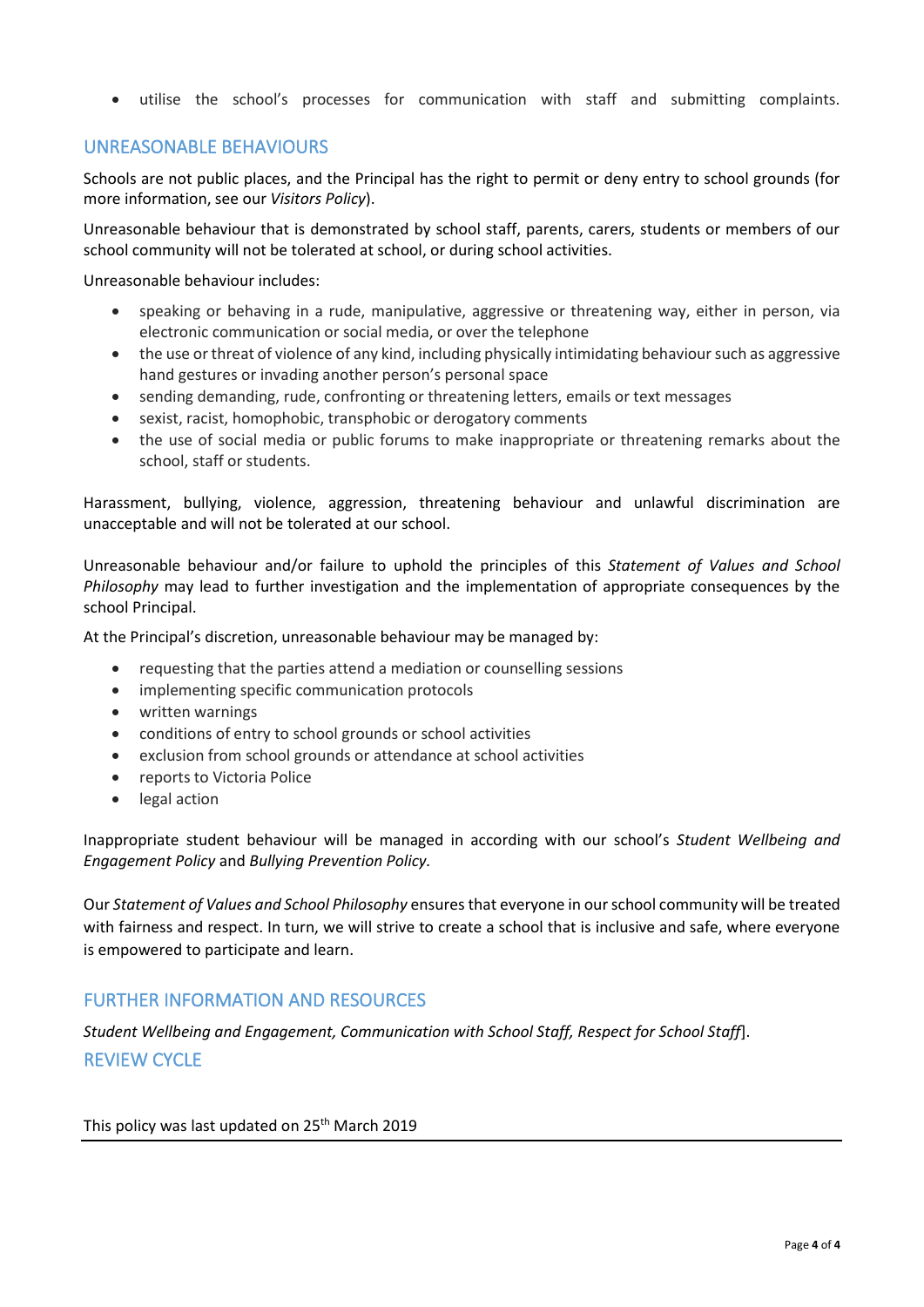- utilise the school's processes for communication with staff and submitting complaints.

## UNREASONABLE BEHAVIOURS

Schools are not public places, and the Principal has the right to permit or deny entry to school grounds (for more information, see our *Visitors Policy*).

Unreasonable behaviour that is demonstrated by school staff, parents, carers, students or members of our school community will not be tolerated at school, or during school activities.

Unreasonable behaviour includes:

- speaking or behaving in a rude, manipulative, aggressive or threatening way, either in person, via electronic communication or social media, or over the telephone
- the use or threat of violence of any kind, including physically intimidating behaviour such as aggressive hand gestures or invading another person's personal space
- sending demanding, rude, confronting or threatening letters, emails or text messages
- sexist, racist, homophobic, transphobic or derogatory comments
- the use of social media or public forums to make inappropriate or threatening remarks about the school, staff or students.

Harassment, bullying, violence, aggression, threatening behaviour and unlawful discrimination are unacceptable and will not be tolerated at our school.

Unreasonable behaviour and/or failure to uphold the principles of this *Statement of Values and School Philosophy* may lead to further investigation and the implementation of appropriate consequences by the school Principal.

At the Principal's discretion, unreasonable behaviour may be managed by:

- requesting that the parties attend a mediation or counselling sessions
- implementing specific communication protocols
- written warnings
- conditions of entry to school grounds or school activities
- exclusion from school grounds or attendance at school activities
- reports to Victoria Police
- legal action

Inappropriate student behaviour will be managed in according with our school's *Student Wellbeing and Engagement Policy* and *Bullying Prevention Policy.*

Our *Statement of Values and School Philosophy* ensures that everyone in our school community will be treated with fairness and respect. In turn, we will strive to create a school that is inclusive and safe, where everyone is empowered to participate and learn.

## FURTHER INFORMATION AND RESOURCES

*Student Wellbeing and Engagement, Communication with School Staff, Respect for School Staff*].

## REVIEW CYCLE

This policy was last updated on 25th March 2019